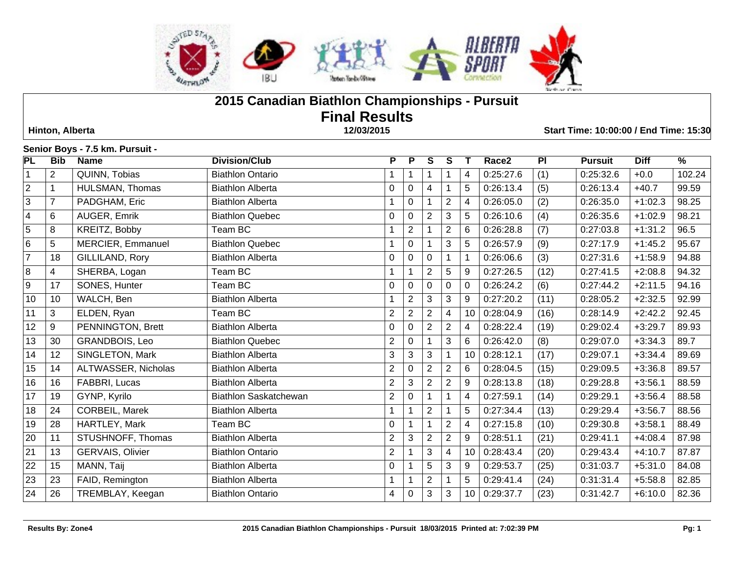# 2015 Canadian Biathlon Championships - Pursuit

## Final Results

**Hinton, Alberta** **12/03/2015** **Start Time: 10:00:00 / End Time: 15:30**

**Senior Boys - 7.5 km. Pursuit -**

| PL | Bib | Name | Division/Club | P | P | S | S | T | Race2 | Pl | Pursuit | Diff | % |
|---|---|---|---|---|---|---|---|---|---|---|---|---|---|
| 1 | 2 | QUINN, Tobias | Biathlon Ontario | 1 | 1 | 1 | 1 | 4 | 0:25:27.6 | (1) | 0:25:32.6 | +0.0 | 102.24 |
| 2 | 1 | HULSMAN, Thomas | Biathlon Alberta | 0 | 0 | 4 | 1 | 5 | 0:26:13.4 | (5) | 0:26:13.4 | +40.7 | 99.59 |
| 3 | 7 | PADGHAM, Eric | Biathlon Alberta | 1 | 0 | 1 | 2 | 4 | 0:26:05.0 | (2) | 0:26:35.0 | +1:02.3 | 98.25 |
| 4 | 6 | AUGER, Emrik | Biathlon Quebec | 0 | 0 | 2 | 3 | 5 | 0:26:10.6 | (4) | 0:26:35.6 | +1:02.9 | 98.21 |
| 5 | 8 | KREITZ, Bobby | Team BC | 1 | 2 | 1 | 2 | 6 | 0:26:28.8 | (7) | 0:27:03.8 | +1:31.2 | 96.5 |
| 6 | 5 | MERCIER, Emmanuel | Biathlon Quebec | 1 | 0 | 1 | 3 | 5 | 0:26:57.9 | (9) | 0:27:17.9 | +1:45.2 | 95.67 |
| 7 | 18 | GILLILAND, Rory | Biathlon Alberta | 0 | 0 | 0 | 1 | 1 | 0:26:06.6 | (3) | 0:27:31.6 | +1:58.9 | 94.88 |
| 8 | 4 | SHERBA, Logan | Team BC | 1 | 1 | 2 | 5 | 9 | 0:27:26.5 | (12) | 0:27:41.5 | +2:08.8 | 94.32 |
| 9 | 17 | SONES, Hunter | Team BC | 0 | 0 | 0 | 0 | 0 | 0:26:24.2 | (6) | 0:27:44.2 | +2:11.5 | 94.16 |
| 10 | 10 | WALCH, Ben | Biathlon Alberta | 1 | 2 | 3 | 3 | 9 | 0:27:20.2 | (11) | 0:28:05.2 | +2:32.5 | 92.99 |
| 11 | 3 | ELDEN, Ryan | Team BC | 2 | 2 | 2 | 4 | 10 | 0:28:04.9 | (16) | 0:28:14.9 | +2:42.2 | 92.45 |
| 12 | 9 | PENNINGTON, Brett | Biathlon Alberta | 0 | 0 | 2 | 2 | 4 | 0:28:22.4 | (19) | 0:29:02.4 | +3:29.7 | 89.93 |
| 13 | 30 | GRANDBOIS, Leo | Biathlon Quebec | 2 | 0 | 1 | 3 | 6 | 0:26:42.0 | (8) | 0:29:07.0 | +3:34.3 | 89.7 |
| 14 | 12 | SINGLETON, Mark | Biathlon Alberta | 3 | 3 | 3 | 1 | 10 | 0:28:12.1 | (17) | 0:29:07.1 | +3:34.4 | 89.69 |
| 15 | 14 | ALTWASSER, Nicholas | Biathlon Alberta | 2 | 0 | 2 | 2 | 6 | 0:28:04.5 | (15) | 0:29:09.5 | +3:36.8 | 89.57 |
| 16 | 16 | FABBRI, Lucas | Biathlon Alberta | 2 | 3 | 2 | 2 | 9 | 0:28:13.8 | (18) | 0:29:28.8 | +3:56.1 | 88.59 |
| 17 | 19 | GYNP, Kyrilo | Biathlon Saskatchewan | 2 | 0 | 1 | 1 | 4 | 0:27:59.1 | (14) | 0:29:29.1 | +3:56.4 | 88.58 |
| 18 | 24 | CORBEIL, Marek | Biathlon Alberta | 1 | 1 | 2 | 1 | 5 | 0:27:34.4 | (13) | 0:29:29.4 | +3:56.7 | 88.56 |
| 19 | 28 | HARTLEY, Mark | Team BC | 0 | 1 | 1 | 2 | 4 | 0:27:15.8 | (10) | 0:29:30.8 | +3:58.1 | 88.49 |
| 20 | 11 | STUSHNOFF, Thomas | Biathlon Alberta | 2 | 3 | 2 | 2 | 9 | 0:28:51.1 | (21) | 0:29:41.1 | +4:08.4 | 87.98 |
| 21 | 13 | GERVAIS, Olivier | Biathlon Ontario | 2 | 1 | 3 | 4 | 10 | 0:28:43.4 | (20) | 0:29:43.4 | +4:10.7 | 87.87 |
| 22 | 15 | MANN, Taij | Biathlon Alberta | 0 | 1 | 5 | 3 | 9 | 0:29:53.7 | (25) | 0:31:03.7 | +5:31.0 | 84.08 |
| 23 | 23 | FAID, Remington | Biathlon Alberta | 1 | 1 | 2 | 1 | 5 | 0:29:41.4 | (24) | 0:31:31.4 | +5:58.8 | 82.85 |
| 24 | 26 | TREMBLAY, Keegan | Biathlon Ontario | 4 | 0 | 3 | 3 | 10 | 0:29:37.7 | (23) | 0:31:42.7 | +6:10.0 | 82.36 |

**Results By: Zone4** **2015 Canadian Biathlon Championships - Pursuit 18/03/2015 Printed at: 7:02:39 PM**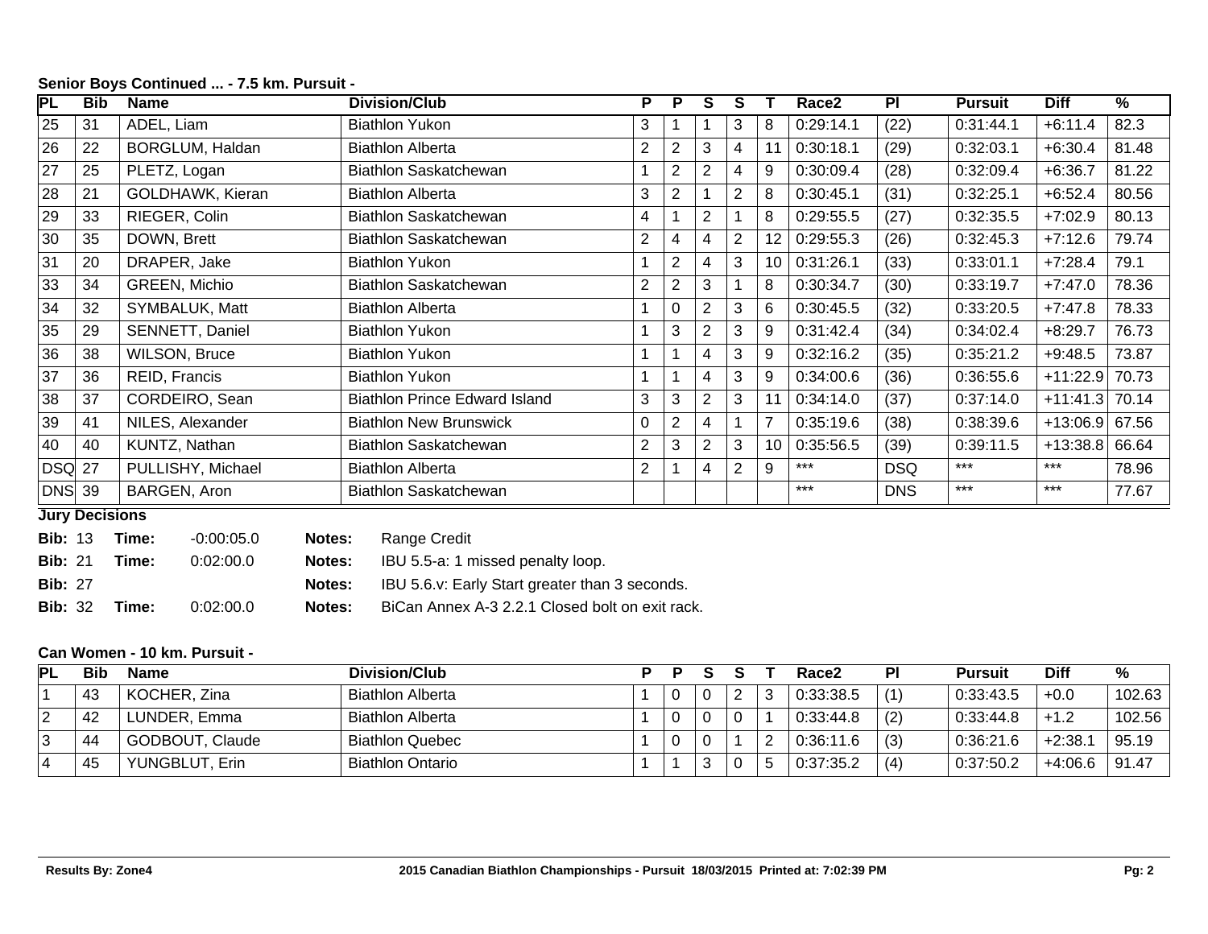**Senior Boys Continued ... - 7.5 km. Pursuit -**

| PL | Bib | Name | Division/Club | P | P | S | S | T | Race2 | Pl | Pursuit | Diff | % |
|---|---|---|---|---|---|---|---|---|---|---|---|---|---|
| 25 | 31 | ADEL, Liam | Biathlon Yukon | 3 | 1 | 1 | 3 | 8 | 0:29:14.1 | (22) | 0:31:44.1 | +6:11.4 | 82.3 |
| 26 | 22 | BORGLUM, Haldan | Biathlon Alberta | 2 | 2 | 3 | 4 | 11 | 0:30:18.1 | (29) | 0:32:03.1 | +6:30.4 | 81.48 |
| 27 | 25 | PLETZ, Logan | Biathlon Saskatchewan | 1 | 2 | 2 | 4 | 9 | 0:30:09.4 | (28) | 0:32:09.4 | +6:36.7 | 81.22 |
| 28 | 21 | GOLDHAWK, Kieran | Biathlon Alberta | 3 | 2 | 1 | 2 | 8 | 0:30:45.1 | (31) | 0:32:25.1 | +6:52.4 | 80.56 |
| 29 | 33 | RIEGER, Colin | Biathlon Saskatchewan | 4 | 1 | 2 | 1 | 8 | 0:29:55.5 | (27) | 0:32:35.5 | +7:02.9 | 80.13 |
| 30 | 35 | DOWN, Brett | Biathlon Saskatchewan | 2 | 4 | 4 | 2 | 12 | 0:29:55.3 | (26) | 0:32:45.3 | +7:12.6 | 79.74 |
| 31 | 20 | DRAPER, Jake | Biathlon Yukon | 1 | 2 | 4 | 3 | 10 | 0:31:26.1 | (33) | 0:33:01.1 | +7:28.4 | 79.1 |
| 33 | 34 | GREEN, Michio | Biathlon Saskatchewan | 2 | 2 | 3 | 1 | 8 | 0:30:34.7 | (30) | 0:33:19.7 | +7:47.0 | 78.36 |
| 34 | 32 | SYMBALUK, Matt | Biathlon Alberta | 1 | 0 | 2 | 3 | 6 | 0:30:45.5 | (32) | 0:33:20.5 | +7:47.8 | 78.33 |
| 35 | 29 | SENNETT, Daniel | Biathlon Yukon | 1 | 3 | 2 | 3 | 9 | 0:31:42.4 | (34) | 0:34:02.4 | +8:29.7 | 76.73 |
| 36 | 38 | WILSON, Bruce | Biathlon Yukon | 1 | 1 | 4 | 3 | 9 | 0:32:16.2 | (35) | 0:35:21.2 | +9:48.5 | 73.87 |
| 37 | 36 | REID, Francis | Biathlon Yukon | 1 | 1 | 4 | 3 | 9 | 0:34:00.6 | (36) | 0:36:55.6 | +11:22.9 | 70.73 |
| 38 | 37 | CORDEIRO, Sean | Biathlon Prince Edward Island | 3 | 3 | 2 | 3 | 11 | 0:34:14.0 | (37) | 0:37:14.0 | +11:41.3 | 70.14 |
| 39 | 41 | NILES, Alexander | Biathlon New Brunswick | 0 | 2 | 4 | 1 | 7 | 0:35:19.6 | (38) | 0:38:39.6 | +13:06.9 | 67.56 |
| 40 | 40 | KUNTZ, Nathan | Biathlon Saskatchewan | 2 | 3 | 2 | 3 | 10 | 0:35:56.5 | (39) | 0:39:11.5 | +13:38.8 | 66.64 |
| DSQ | 27 | PULLISHY, Michael | Biathlon Alberta | 2 | 1 | 4 | 2 | 9 | *** | DSQ | *** | *** | 78.96 |
| DNS | 39 | BARGEN, Aron | Biathlon Saskatchewan | | | | | | *** | DNS | *** | *** | 77.67 |

**Jury Decisions**

| | | | |
|---|---|---|---|
| **Bib:** 13 | **Time:** -0:00:05.0 | **Notes:** | Range Credit |
| **Bib:** 21 | **Time:** 0:02:00.0 | **Notes:** | IBU 5.5-a: 1 missed penalty loop. |
| **Bib:** 27 | | **Notes:** | IBU 5.6.v: Early Start greater than 3 seconds. |
| **Bib:** 32 | **Time:** 0:02:00.0 | **Notes:** | BiCan Annex A-3 2.2.1 Closed bolt on exit rack. |

**Can Women - 10 km. Pursuit -**

| PL | Bib | Name | Division/Club | P | P | S | S | T | Race2 | Pl | Pursuit | Diff | % |
|---|---|---|---|---|---|---|---|---|---|---|---|---|---|
| 1 | 43 | KOCHER, Zina | Biathlon Alberta | 1 | 0 | 0 | 2 | 3 | 0:33:38.5 | (1) | 0:33:43.5 | +0.0 | 102.63 |
| 2 | 42 | LUNDER, Emma | Biathlon Alberta | 1 | 0 | 0 | 0 | 1 | 0:33:44.8 | (2) | 0:33:44.8 | +1.2 | 102.56 |
| 3 | 44 | GODBOUT, Claude | Biathlon Quebec | 1 | 0 | 0 | 1 | 2 | 0:36:11.6 | (3) | 0:36:21.6 | +2:38.1 | 95.19 |
| 4 | 45 | YUNGBLUT, Erin | Biathlon Ontario | 1 | 1 | 3 | 0 | 5 | 0:37:35.2 | (4) | 0:37:50.2 | +4:06.6 | 91.47 |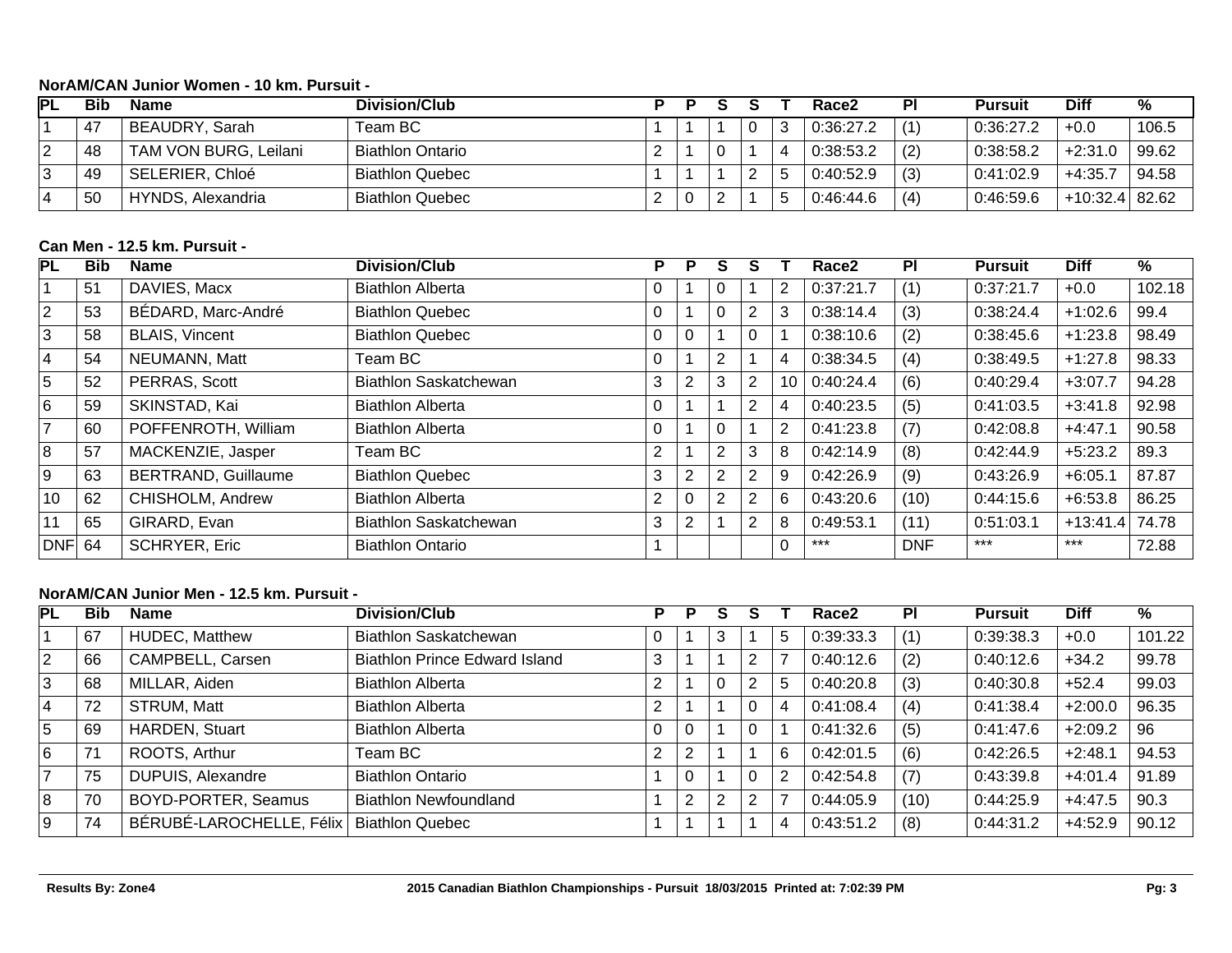**NorAM/CAN Junior Women - 10 km. Pursuit -**

| PL | Bib | Name | Division/Club | P | P | S | S | T | Race2 | Pl | Pursuit | Diff | % |
|---|---|---|---|---|---|---|---|---|---|---|---|---|---|
| 1 | 47 | BEAUDRY, Sarah | Team BC | 1 | 1 | 1 | 0 | 3 | 0:36:27.2 | (1) | 0:36:27.2 | +0.0 | 106.5 |
| 2 | 48 | TAM VON BURG, Leilani | Biathlon Ontario | 2 | 1 | 0 | 1 | 4 | 0:38:53.2 | (2) | 0:38:58.2 | +2:31.0 | 99.62 |
| 3 | 49 | SELERIER, Chloé | Biathlon Quebec | 1 | 1 | 1 | 2 | 5 | 0:40:52.9 | (3) | 0:41:02.9 | +4:35.7 | 94.58 |
| 4 | 50 | HYNDS, Alexandria | Biathlon Quebec | 2 | 0 | 2 | 1 | 5 | 0:46:44.6 | (4) | 0:46:59.6 | +10:32.4 | 82.62 |

**Can Men - 12.5 km. Pursuit -**

| PL | Bib | Name | Division/Club | P | P | S | S | T | Race2 | Pl | Pursuit | Diff | % |
|---|---|---|---|---|---|---|---|---|---|---|---|---|---|
| 1 | 51 | DAVIES, Macx | Biathlon Alberta | 0 | 1 | 0 | 1 | 2 | 0:37:21.7 | (1) | 0:37:21.7 | +0.0 | 102.18 |
| 2 | 53 | BÉDARD, Marc-André | Biathlon Quebec | 0 | 1 | 0 | 2 | 3 | 0:38:14.4 | (3) | 0:38:24.4 | +1:02.6 | 99.4 |
| 3 | 58 | BLAIS, Vincent | Biathlon Quebec | 0 | 0 | 1 | 0 | 1 | 0:38:10.6 | (2) | 0:38:45.6 | +1:23.8 | 98.49 |
| 4 | 54 | NEUMANN, Matt | Team BC | 0 | 1 | 2 | 1 | 4 | 0:38:34.5 | (4) | 0:38:49.5 | +1:27.8 | 98.33 |
| 5 | 52 | PERRAS, Scott | Biathlon Saskatchewan | 3 | 2 | 3 | 2 | 10 | 0:40:24.4 | (6) | 0:40:29.4 | +3:07.7 | 94.28 |
| 6 | 59 | SKINSTAD, Kai | Biathlon Alberta | 0 | 1 | 1 | 2 | 4 | 0:40:23.5 | (5) | 0:41:03.5 | +3:41.8 | 92.98 |
| 7 | 60 | POFFENROTH, William | Biathlon Alberta | 0 | 1 | 0 | 1 | 2 | 0:41:23.8 | (7) | 0:42:08.8 | +4:47.1 | 90.58 |
| 8 | 57 | MACKENZIE, Jasper | Team BC | 2 | 1 | 2 | 3 | 8 | 0:42:14.9 | (8) | 0:42:44.9 | +5:23.2 | 89.3 |
| 9 | 63 | BERTRAND, Guillaume | Biathlon Quebec | 3 | 2 | 2 | 2 | 9 | 0:42:26.9 | (9) | 0:43:26.9 | +6:05.1 | 87.87 |
| 10 | 62 | CHISHOLM, Andrew | Biathlon Alberta | 2 | 0 | 2 | 2 | 6 | 0:43:20.6 | (10) | 0:44:15.6 | +6:53.8 | 86.25 |
| 11 | 65 | GIRARD, Evan | Biathlon Saskatchewan | 3 | 2 | 1 | 2 | 8 | 0:49:53.1 | (11) | 0:51:03.1 | +13:41.4 | 74.78 |
| DNF | 64 | SCHRYER, Eric | Biathlon Ontario | 1 | | | | 0 | *** | DNF | *** | *** | 72.88 |

**NorAM/CAN Junior Men - 12.5 km. Pursuit -**

| PL | Bib | Name | Division/Club | P | P | S | S | T | Race2 | Pl | Pursuit | Diff | % |
|---|---|---|---|---|---|---|---|---|---|---|---|---|---|
| 1 | 67 | HUDEC, Matthew | Biathlon Saskatchewan | 0 | 1 | 3 | 1 | 5 | 0:39:33.3 | (1) | 0:39:38.3 | +0.0 | 101.22 |
| 2 | 66 | CAMPBELL, Carsen | Biathlon Prince Edward Island | 3 | 1 | 1 | 2 | 7 | 0:40:12.6 | (2) | 0:40:12.6 | +34.2 | 99.78 |
| 3 | 68 | MILLAR, Aiden | Biathlon Alberta | 2 | 1 | 0 | 2 | 5 | 0:40:20.8 | (3) | 0:40:30.8 | +52.4 | 99.03 |
| 4 | 72 | STRUM, Matt | Biathlon Alberta | 2 | 1 | 1 | 0 | 4 | 0:41:08.4 | (4) | 0:41:38.4 | +2:00.0 | 96.35 |
| 5 | 69 | HARDEN, Stuart | Biathlon Alberta | 0 | 0 | 1 | 0 | 1 | 0:41:32.6 | (5) | 0:41:47.6 | +2:09.2 | 96 |
| 6 | 71 | ROOTS, Arthur | Team BC | 2 | 2 | 1 | 1 | 6 | 0:42:01.5 | (6) | 0:42:26.5 | +2:48.1 | 94.53 |
| 7 | 75 | DUPUIS, Alexandre | Biathlon Ontario | 1 | 0 | 1 | 0 | 2 | 0:42:54.8 | (7) | 0:43:39.8 | +4:01.4 | 91.89 |
| 8 | 70 | BOYD-PORTER, Seamus | Biathlon Newfoundland | 1 | 2 | 2 | 2 | 7 | 0:44:05.9 | (10) | 0:44:25.9 | +4:47.5 | 90.3 |
| 9 | 74 | BÉRUBÉ-LAROCHELLE, Félix | Biathlon Quebec | 1 | 1 | 1 | 1 | 4 | 0:43:51.2 | (8) | 0:44:31.2 | +4:52.9 | 90.12 |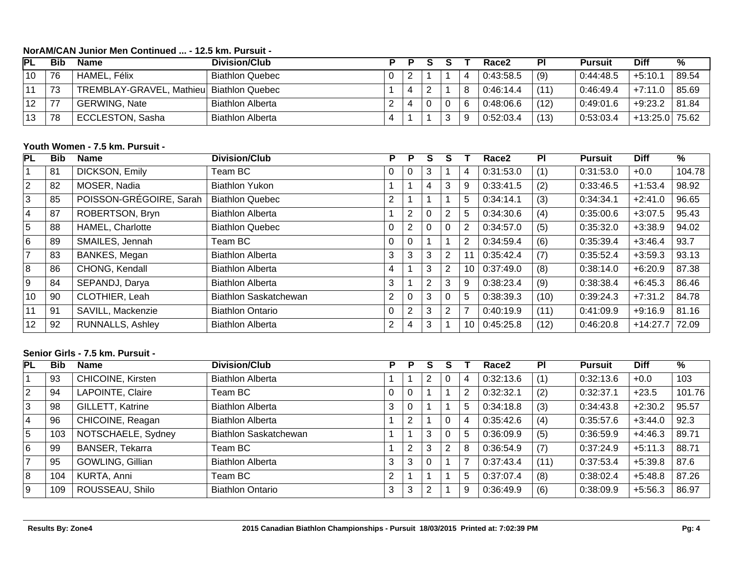### NorAM/CAN Junior Men Continued ... - 12.5 km. Pursuit -

| PL | Bib | Name | Division/Club | P | P | S | S | T | Race2 | Pl | Pursuit | Diff | % |
|---|---|---|---|---|---|---|---|---|---|---|---|---|---|
| 10 | 76 | HAMEL, Félix | Biathlon Quebec | 0 | 2 | 1 | 1 | 4 | 0:43:58.5 | (9) | 0:44:48.5 | +5:10.1 | 89.54 |
| 11 | 73 | TREMBLAY-GRAVEL, Mathieu | Biathlon Quebec | 1 | 4 | 2 | 1 | 8 | 0:46:14.4 | (11) | 0:46:49.4 | +7:11.0 | 85.69 |
| 12 | 77 | GERWING, Nate | Biathlon Alberta | 2 | 4 | 0 | 0 | 6 | 0:48:06.6 | (12) | 0:49:01.6 | +9:23.2 | 81.84 |
| 13 | 78 | ECCLESTON, Sasha | Biathlon Alberta | 4 | 1 | 1 | 3 | 9 | 0:52:03.4 | (13) | 0:53:03.4 | +13:25.0 | 75.62 |

### Youth Women - 7.5 km. Pursuit -

| PL | Bib | Name | Division/Club | P | P | S | S | T | Race2 | Pl | Pursuit | Diff | % |
|---|---|---|---|---|---|---|---|---|---|---|---|---|---|
| 1 | 81 | DICKSON, Emily | Team BC | 0 | 0 | 3 | 1 | 4 | 0:31:53.0 | (1) | 0:31:53.0 | +0.0 | 104.78 |
| 2 | 82 | MOSER, Nadia | Biathlon Yukon | 1 | 1 | 4 | 3 | 9 | 0:33:41.5 | (2) | 0:33:46.5 | +1:53.4 | 98.92 |
| 3 | 85 | POISSON-GRÉGOIRE, Sarah | Biathlon Quebec | 2 | 1 | 1 | 1 | 5 | 0:34:14.1 | (3) | 0:34:34.1 | +2:41.0 | 96.65 |
| 4 | 87 | ROBERTSON, Bryn | Biathlon Alberta | 1 | 2 | 0 | 2 | 5 | 0:34:30.6 | (4) | 0:35:00.6 | +3:07.5 | 95.43 |
| 5 | 88 | HAMEL, Charlotte | Biathlon Quebec | 0 | 2 | 0 | 0 | 2 | 0:34:57.0 | (5) | 0:35:32.0 | +3:38.9 | 94.02 |
| 6 | 89 | SMAILES, Jennah | Team BC | 0 | 0 | 1 | 1 | 2 | 0:34:59.4 | (6) | 0:35:39.4 | +3:46.4 | 93.7 |
| 7 | 83 | BANKES, Megan | Biathlon Alberta | 3 | 3 | 3 | 2 | 11 | 0:35:42.4 | (7) | 0:35:52.4 | +3:59.3 | 93.13 |
| 8 | 86 | CHONG, Kendall | Biathlon Alberta | 4 | 1 | 3 | 2 | 10 | 0:37:49.0 | (8) | 0:38:14.0 | +6:20.9 | 87.38 |
| 9 | 84 | SEPANDJ, Darya | Biathlon Alberta | 3 | 1 | 2 | 3 | 9 | 0:38:23.4 | (9) | 0:38:38.4 | +6:45.3 | 86.46 |
| 10 | 90 | CLOTHIER, Leah | Biathlon Saskatchewan | 2 | 0 | 3 | 0 | 5 | 0:38:39.3 | (10) | 0:39:24.3 | +7:31.2 | 84.78 |
| 11 | 91 | SAVILL, Mackenzie | Biathlon Ontario | 0 | 2 | 3 | 2 | 7 | 0:40:19.9 | (11) | 0:41:09.9 | +9:16.9 | 81.16 |
| 12 | 92 | RUNNALLS, Ashley | Biathlon Alberta | 2 | 4 | 3 | 1 | 10 | 0:45:25.8 | (12) | 0:46:20.8 | +14:27.7 | 72.09 |

### Senior Girls - 7.5 km. Pursuit -

| PL | Bib | Name | Division/Club | P | P | S | S | T | Race2 | Pl | Pursuit | Diff | % |
|---|---|---|---|---|---|---|---|---|---|---|---|---|---|
| 1 | 93 | CHICOINE, Kirsten | Biathlon Alberta | 1 | 1 | 2 | 0 | 4 | 0:32:13.6 | (1) | 0:32:13.6 | +0.0 | 103 |
| 2 | 94 | LAPOINTE, Claire | Team BC | 0 | 0 | 1 | 1 | 2 | 0:32:32.1 | (2) | 0:32:37.1 | +23.5 | 101.76 |
| 3 | 98 | GILLETT, Katrine | Biathlon Alberta | 3 | 0 | 1 | 1 | 5 | 0:34:18.8 | (3) | 0:34:43.8 | +2:30.2 | 95.57 |
| 4 | 96 | CHICOINE, Reagan | Biathlon Alberta | 1 | 2 | 1 | 0 | 4 | 0:35:42.6 | (4) | 0:35:57.6 | +3:44.0 | 92.3 |
| 5 | 103 | NOTSCHAELE, Sydney | Biathlon Saskatchewan | 1 | 1 | 3 | 0 | 5 | 0:36:09.9 | (5) | 0:36:59.9 | +4:46.3 | 89.71 |
| 6 | 99 | BANSER, Tekarra | Team BC | 1 | 2 | 3 | 2 | 8 | 0:36:54.9 | (7) | 0:37:24.9 | +5:11.3 | 88.71 |
| 7 | 95 | GOWLING, Gillian | Biathlon Alberta | 3 | 3 | 0 | 1 | 7 | 0:37:43.4 | (11) | 0:37:53.4 | +5:39.8 | 87.6 |
| 8 | 104 | KURTA, Anni | Team BC | 2 | 1 | 1 | 1 | 5 | 0:37:07.4 | (8) | 0:38:02.4 | +5:48.8 | 87.26 |
| 9 | 109 | ROUSSEAU, Shilo | Biathlon Ontario | 3 | 3 | 2 | 1 | 9 | 0:36:49.9 | (6) | 0:38:09.9 | +5:56.3 | 86.97 |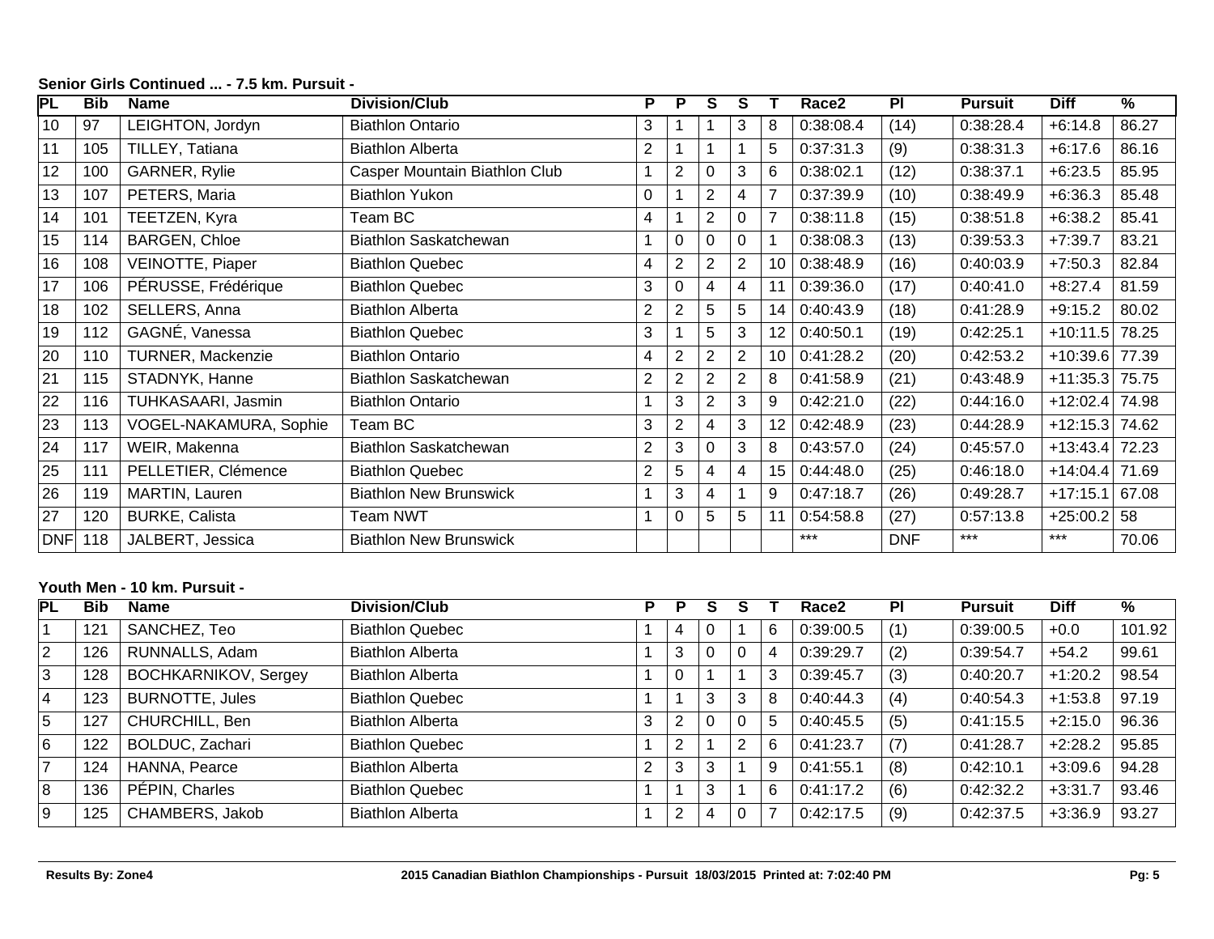**Senior Girls Continued ... - 7.5 km. Pursuit -**

| PL | Bib | Name | Division/Club | P | P | S | S | T | Race2 | Pl | Pursuit | Diff | % |
|---|---|---|---|---|---|---|---|---|---|---|---|---|---|
| 10 | 97 | LEIGHTON, Jordyn | Biathlon Ontario | 3 | 1 | 1 | 3 | 8 | 0:38:08.4 | (14) | 0:38:28.4 | +6:14.8 | 86.27 |
| 11 | 105 | TILLEY, Tatiana | Biathlon Alberta | 2 | 1 | 1 | 1 | 5 | 0:37:31.3 | (9) | 0:38:31.3 | +6:17.6 | 86.16 |
| 12 | 100 | GARNER, Rylie | Casper Mountain Biathlon Club | 1 | 2 | 0 | 3 | 6 | 0:38:02.1 | (12) | 0:38:37.1 | +6:23.5 | 85.95 |
| 13 | 107 | PETERS, Maria | Biathlon Yukon | 0 | 1 | 2 | 4 | 7 | 0:37:39.9 | (10) | 0:38:49.9 | +6:36.3 | 85.48 |
| 14 | 101 | TEETZEN, Kyra | Team BC | 4 | 1 | 2 | 0 | 7 | 0:38:11.8 | (15) | 0:38:51.8 | +6:38.2 | 85.41 |
| 15 | 114 | BARGEN, Chloe | Biathlon Saskatchewan | 1 | 0 | 0 | 0 | 1 | 0:38:08.3 | (13) | 0:39:53.3 | +7:39.7 | 83.21 |
| 16 | 108 | VEINOTTE, Piaper | Biathlon Quebec | 4 | 2 | 2 | 2 | 10 | 0:38:48.9 | (16) | 0:40:03.9 | +7:50.3 | 82.84 |
| 17 | 106 | PÉRUSSE, Frédérique | Biathlon Quebec | 3 | 0 | 4 | 4 | 11 | 0:39:36.0 | (17) | 0:40:41.0 | +8:27.4 | 81.59 |
| 18 | 102 | SELLERS, Anna | Biathlon Alberta | 2 | 2 | 5 | 5 | 14 | 0:40:43.9 | (18) | 0:41:28.9 | +9:15.2 | 80.02 |
| 19 | 112 | GAGNÉ, Vanessa | Biathlon Quebec | 3 | 1 | 5 | 3 | 12 | 0:40:50.1 | (19) | 0:42:25.1 | +10:11.5 | 78.25 |
| 20 | 110 | TURNER, Mackenzie | Biathlon Ontario | 4 | 2 | 2 | 2 | 10 | 0:41:28.2 | (20) | 0:42:53.2 | +10:39.6 | 77.39 |
| 21 | 115 | STADNYK, Hanne | Biathlon Saskatchewan | 2 | 2 | 2 | 2 | 8 | 0:41:58.9 | (21) | 0:43:48.9 | +11:35.3 | 75.75 |
| 22 | 116 | TUHKASAARI, Jasmin | Biathlon Ontario | 1 | 3 | 2 | 3 | 9 | 0:42:21.0 | (22) | 0:44:16.0 | +12:02.4 | 74.98 |
| 23 | 113 | VOGEL-NAKAMURA, Sophie | Team BC | 3 | 2 | 4 | 3 | 12 | 0:42:48.9 | (23) | 0:44:28.9 | +12:15.3 | 74.62 |
| 24 | 117 | WEIR, Makenna | Biathlon Saskatchewan | 2 | 3 | 0 | 3 | 8 | 0:43:57.0 | (24) | 0:45:57.0 | +13:43.4 | 72.23 |
| 25 | 111 | PELLETIER, Clémence | Biathlon Quebec | 2 | 5 | 4 | 4 | 15 | 0:44:48.0 | (25) | 0:46:18.0 | +14:04.4 | 71.69 |
| 26 | 119 | MARTIN, Lauren | Biathlon New Brunswick | 1 | 3 | 4 | 1 | 9 | 0:47:18.7 | (26) | 0:49:28.7 | +17:15.1 | 67.08 |
| 27 | 120 | BURKE, Calista | Team NWT | 1 | 0 | 5 | 5 | 11 | 0:54:58.8 | (27) | 0:57:13.8 | +25:00.2 | 58 |
| DNF | 118 | JALBERT, Jessica | Biathlon New Brunswick | | | | | | *** | DNF | *** | *** | 70.06 |

**Youth Men - 10 km. Pursuit -**

| PL | Bib | Name | Division/Club | P | P | S | S | T | Race2 | Pl | Pursuit | Diff | % |
|---|---|---|---|---|---|---|---|---|---|---|---|---|---|
| 1 | 121 | SANCHEZ, Teo | Biathlon Quebec | 1 | 4 | 0 | 1 | 6 | 0:39:00.5 | (1) | 0:39:00.5 | +0.0 | 101.92 |
| 2 | 126 | RUNNALLS, Adam | Biathlon Alberta | 1 | 3 | 0 | 0 | 4 | 0:39:29.7 | (2) | 0:39:54.7 | +54.2 | 99.61 |
| 3 | 128 | BOCHKARNIKOV, Sergey | Biathlon Alberta | 1 | 0 | 1 | 1 | 3 | 0:39:45.7 | (3) | 0:40:20.7 | +1:20.2 | 98.54 |
| 4 | 123 | BURNOTTE, Jules | Biathlon Quebec | 1 | 1 | 3 | 3 | 8 | 0:40:44.3 | (4) | 0:40:54.3 | +1:53.8 | 97.19 |
| 5 | 127 | CHURCHILL, Ben | Biathlon Alberta | 3 | 2 | 0 | 0 | 5 | 0:40:45.5 | (5) | 0:41:15.5 | +2:15.0 | 96.36 |
| 6 | 122 | BOLDUC, Zachari | Biathlon Quebec | 1 | 2 | 1 | 2 | 6 | 0:41:23.7 | (7) | 0:41:28.7 | +2:28.2 | 95.85 |
| 7 | 124 | HANNA, Pearce | Biathlon Alberta | 2 | 3 | 3 | 1 | 9 | 0:41:55.1 | (8) | 0:42:10.1 | +3:09.6 | 94.28 |
| 8 | 136 | PÉPIN, Charles | Biathlon Quebec | 1 | 1 | 3 | 1 | 6 | 0:41:17.2 | (6) | 0:42:32.2 | +3:31.7 | 93.46 |
| 9 | 125 | CHAMBERS, Jakob | Biathlon Alberta | 1 | 2 | 4 | 0 | 7 | 0:42:17.5 | (9) | 0:42:37.5 | +3:36.9 | 93.27 |

**Results By: Zone4** — 2015 Canadian Biathlon Championships - Pursuit 18/03/2015 Printed at: 7:02:40 PM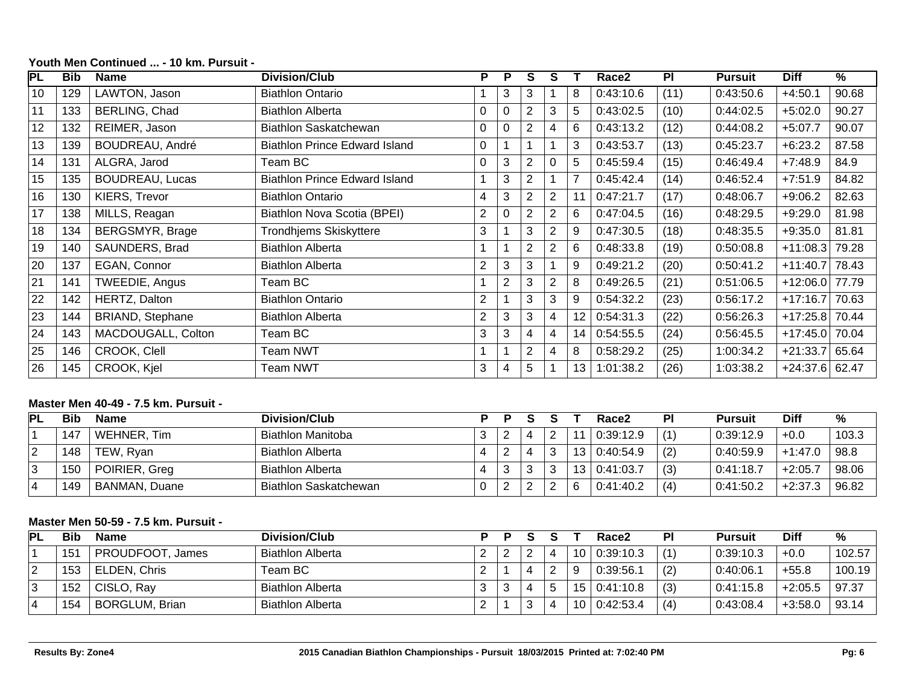**Youth Men Continued ... - 10 km. Pursuit -**

| PL | Bib | Name | Division/Club | P | P | S | S | T | Race2 | Pl | Pursuit | Diff | % |
|---|---|---|---|---|---|---|---|---|---|---|---|---|---|
| 10 | 129 | LAWTON, Jason | Biathlon Ontario | 1 | 3 | 3 | 1 | 8 | 0:43:10.6 | (11) | 0:43:50.6 | +4:50.1 | 90.68 |
| 11 | 133 | BERLING, Chad | Biathlon Alberta | 0 | 0 | 2 | 3 | 5 | 0:43:02.5 | (10) | 0:44:02.5 | +5:02.0 | 90.27 |
| 12 | 132 | REIMER, Jason | Biathlon Saskatchewan | 0 | 0 | 2 | 4 | 6 | 0:43:13.2 | (12) | 0:44:08.2 | +5:07.7 | 90.07 |
| 13 | 139 | BOUDREAU, André | Biathlon Prince Edward Island | 0 | 1 | 1 | 1 | 3 | 0:43:53.7 | (13) | 0:45:23.7 | +6:23.2 | 87.58 |
| 14 | 131 | ALGRA, Jarod | Team BC | 0 | 3 | 2 | 0 | 5 | 0:45:59.4 | (15) | 0:46:49.4 | +7:48.9 | 84.9 |
| 15 | 135 | BOUDREAU, Lucas | Biathlon Prince Edward Island | 1 | 3 | 2 | 1 | 7 | 0:45:42.4 | (14) | 0:46:52.4 | +7:51.9 | 84.82 |
| 16 | 130 | KIERS, Trevor | Biathlon Ontario | 4 | 3 | 2 | 2 | 11 | 0:47:21.7 | (17) | 0:48:06.7 | +9:06.2 | 82.63 |
| 17 | 138 | MILLS, Reagan | Biathlon Nova Scotia (BPEI) | 2 | 0 | 2 | 2 | 6 | 0:47:04.5 | (16) | 0:48:29.5 | +9:29.0 | 81.98 |
| 18 | 134 | BERGSMYR, Brage | Trondhjems Skiskyttere | 3 | 1 | 3 | 2 | 9 | 0:47:30.5 | (18) | 0:48:35.5 | +9:35.0 | 81.81 |
| 19 | 140 | SAUNDERS, Brad | Biathlon Alberta | 1 | 1 | 2 | 2 | 6 | 0:48:33.8 | (19) | 0:50:08.8 | +11:08.3 | 79.28 |
| 20 | 137 | EGAN, Connor | Biathlon Alberta | 2 | 3 | 3 | 1 | 9 | 0:49:21.2 | (20) | 0:50:41.2 | +11:40.7 | 78.43 |
| 21 | 141 | TWEEDIE, Angus | Team BC | 1 | 2 | 3 | 2 | 8 | 0:49:26.5 | (21) | 0:51:06.5 | +12:06.0 | 77.79 |
| 22 | 142 | HERTZ, Dalton | Biathlon Ontario | 2 | 1 | 3 | 3 | 9 | 0:54:32.2 | (23) | 0:56:17.2 | +17:16.7 | 70.63 |
| 23 | 144 | BRIAND, Stephane | Biathlon Alberta | 2 | 3 | 3 | 4 | 12 | 0:54:31.3 | (22) | 0:56:26.3 | +17:25.8 | 70.44 |
| 24 | 143 | MACDOUGALL, Colton | Team BC | 3 | 3 | 4 | 4 | 14 | 0:54:55.5 | (24) | 0:56:45.5 | +17:45.0 | 70.04 |
| 25 | 146 | CROOK, Clell | Team NWT | 1 | 1 | 2 | 4 | 8 | 0:58:29.2 | (25) | 1:00:34.2 | +21:33.7 | 65.64 |
| 26 | 145 | CROOK, Kjel | Team NWT | 3 | 4 | 5 | 1 | 13 | 1:01:38.2 | (26) | 1:03:38.2 | +24:37.6 | 62.47 |

**Master Men 40-49 - 7.5 km. Pursuit -**

| PL | Bib | Name | Division/Club | P | P | S | S | T | Race2 | Pl | Pursuit | Diff | % |
|---|---|---|---|---|---|---|---|---|---|---|---|---|---|
| 1 | 147 | WEHNER, Tim | Biathlon Manitoba | 3 | 2 | 4 | 2 | 11 | 0:39:12.9 | (1) | 0:39:12.9 | +0.0 | 103.3 |
| 2 | 148 | TEW, Ryan | Biathlon Alberta | 4 | 2 | 4 | 3 | 13 | 0:40:54.9 | (2) | 0:40:59.9 | +1:47.0 | 98.8 |
| 3 | 150 | POIRIER, Greg | Biathlon Alberta | 4 | 3 | 3 | 3 | 13 | 0:41:03.7 | (3) | 0:41:18.7 | +2:05.7 | 98.06 |
| 4 | 149 | BANMAN, Duane | Biathlon Saskatchewan | 0 | 2 | 2 | 2 | 6 | 0:41:40.2 | (4) | 0:41:50.2 | +2:37.3 | 96.82 |

**Master Men 50-59 - 7.5 km. Pursuit -**

| PL | Bib | Name | Division/Club | P | P | S | S | T | Race2 | Pl | Pursuit | Diff | % |
|---|---|---|---|---|---|---|---|---|---|---|---|---|---|
| 1 | 151 | PROUDFOOT, James | Biathlon Alberta | 2 | 2 | 2 | 4 | 10 | 0:39:10.3 | (1) | 0:39:10.3 | +0.0 | 102.57 |
| 2 | 153 | ELDEN, Chris | Team BC | 2 | 1 | 4 | 2 | 9 | 0:39:56.1 | (2) | 0:40:06.1 | +55.8 | 100.19 |
| 3 | 152 | CISLO, Ray | Biathlon Alberta | 3 | 3 | 4 | 5 | 15 | 0:41:10.8 | (3) | 0:41:15.8 | +2:05.5 | 97.37 |
| 4 | 154 | BORGLUM, Brian | Biathlon Alberta | 2 | 1 | 3 | 4 | 10 | 0:42:53.4 | (4) | 0:43:08.4 | +3:58.0 | 93.14 |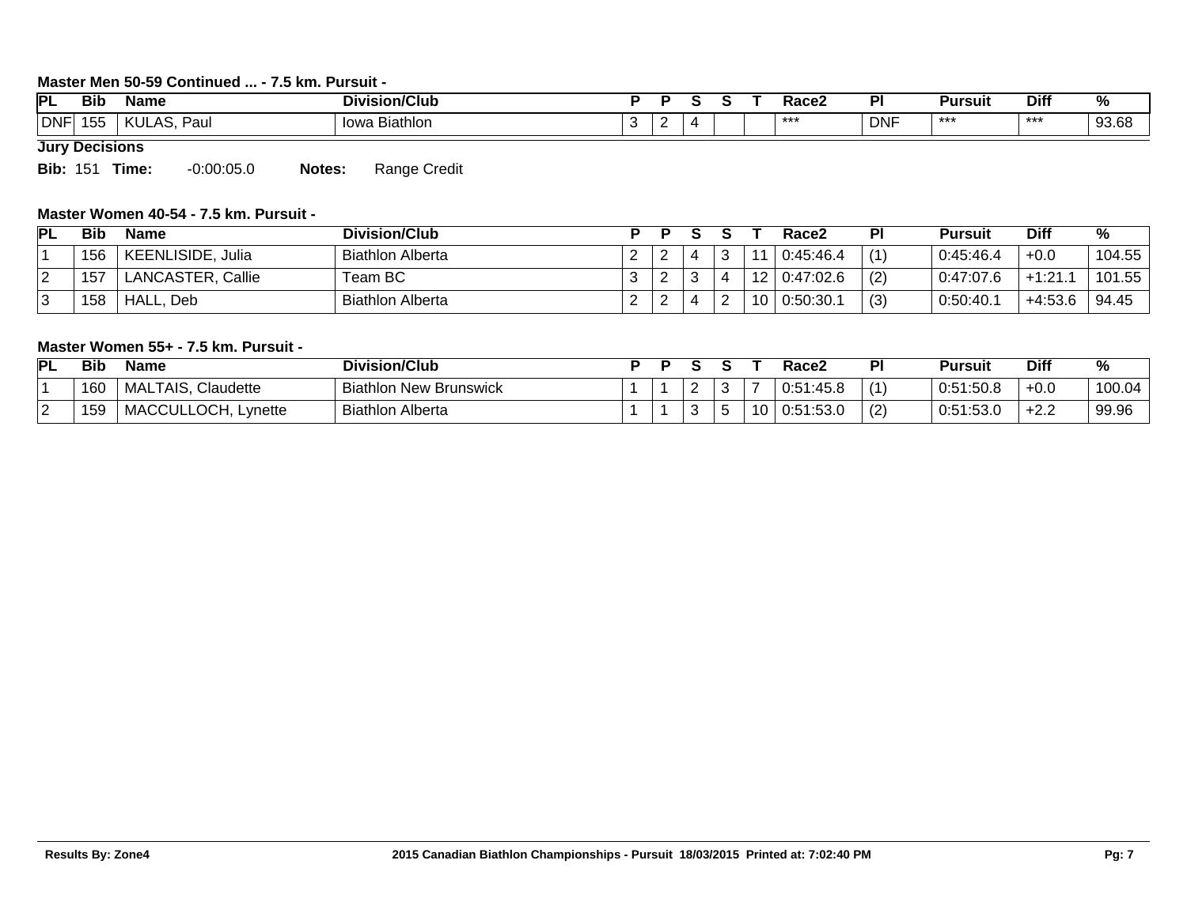### Master Men 50-59 Continued ... - 7.5 km. Pursuit -

| PL | Bib | Name | Division/Club | P | P | S | S | T | Race2 | Pl | Pursuit | Diff | % |
|---|---|---|---|---|---|---|---|---|---|---|---|---|---|
| DNF | 155 | KULAS, Paul | Iowa Biathlon | 3 | 2 | 4 | | | *** | DNF | *** | *** | 93.68 |

**Jury Decisions**

**Bib:** 151 **Time:** -0:00:05.0 **Notes:** Range Credit

### Master Women 40-54 - 7.5 km. Pursuit -

| PL | Bib | Name | Division/Club | P | P | S | S | T | Race2 | Pl | Pursuit | Diff | % |
|---|---|---|---|---|---|---|---|---|---|---|---|---|---|
| 1 | 156 | KEENLISIDE, Julia | Biathlon Alberta | 2 | 2 | 4 | 3 | 11 | 0:45:46.4 | (1) | 0:45:46.4 | +0.0 | 104.55 |
| 2 | 157 | LANCASTER, Callie | Team BC | 3 | 2 | 3 | 4 | 12 | 0:47:02.6 | (2) | 0:47:07.6 | +1:21.1 | 101.55 |
| 3 | 158 | HALL, Deb | Biathlon Alberta | 2 | 2 | 4 | 2 | 10 | 0:50:30.1 | (3) | 0:50:40.1 | +4:53.6 | 94.45 |

### Master Women 55+ - 7.5 km. Pursuit -

| PL | Bib | Name | Division/Club | P | P | S | S | T | Race2 | Pl | Pursuit | Diff | % |
|---|---|---|---|---|---|---|---|---|---|---|---|---|---|
| 1 | 160 | MALTAIS, Claudette | Biathlon New Brunswick | 1 | 1 | 2 | 3 | 7 | 0:51:45.8 | (1) | 0:51:50.8 | +0.0 | 100.04 |
| 2 | 159 | MACCULLOCH, Lynette | Biathlon Alberta | 1 | 1 | 3 | 5 | 10 | 0:51:53.0 | (2) | 0:51:53.0 | +2.2 | 99.96 |